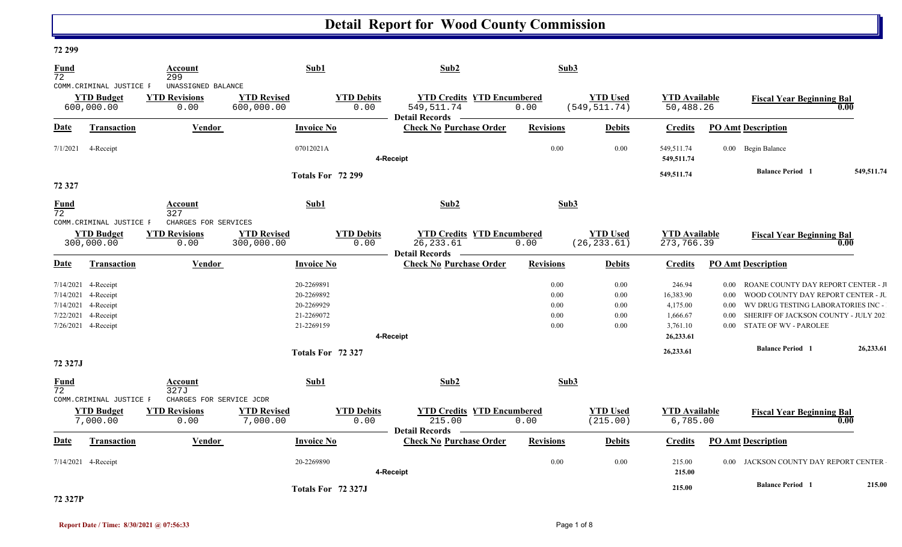# Detail Report for Wood County Commission

## 72 299

| Fund | Account | Sub1 | Sub2 | Sub3 |
|---|---|---|---|---|
| 72 | 299 | | | |
| COMM.CRIMINAL JUSTICE F | UNASSIGNED BALANCE | | | |

| YTD Budget | YTD Revisions | YTD Revised | YTD Debits | YTD Credits | YTD Encumbered | YTD Used | YTD Available | Fiscal Year Beginning Bal |
|---|---|---|---|---|---|---|---|---|
| 600,000.00 | 0.00 | 600,000.00 | 0.00 | 549,511.74 | 0.00 | (549,511.74) | 50,488.26 | 0.00 |

**Detail Records**

| Date | Transaction | Vendor | Invoice No | Check No | Purchase Order | Revisions | Debits | Credits | PO Amt | Description |
|---|---|---|---|---|---|---|---|---|---|---|
| 7/1/2021 | 4-Receipt | | 07012021A | | | 0.00 | 0.00 | 549,511.74 | 0.00 | Begin Balance |
| | | | | 4-Receipt | | | | 549,511.74 | | |
| | | | Totals For 72 299 | | | | | 549,511.74 | | Balance Period 1 549,511.74 |

## 72 327

| Fund | Account | Sub1 | Sub2 | Sub3 |
|---|---|---|---|---|
| 72 | 327 | | | |
| COMM.CRIMINAL JUSTICE F | CHARGES FOR SERVICES | | | |

| YTD Budget | YTD Revisions | YTD Revised | YTD Debits | YTD Credits | YTD Encumbered | YTD Used | YTD Available | Fiscal Year Beginning Bal |
|---|---|---|---|---|---|---|---|---|
| 300,000.00 | 0.00 | 300,000.00 | 0.00 | 26,233.61 | 0.00 | (26,233.61) | 273,766.39 | 0.00 |

**Detail Records**

| Date | Transaction | Vendor | Invoice No | Check No | Purchase Order | Revisions | Debits | Credits | PO Amt | Description |
|---|---|---|---|---|---|---|---|---|---|---|
| 7/14/2021 | 4-Receipt | | 20-2269891 | | | 0.00 | 0.00 | 246.94 | 0.00 | ROANE COUNTY DAY REPORT CENTER - JI |
| 7/14/2021 | 4-Receipt | | 20-2269892 | | | 0.00 | 0.00 | 16,383.90 | 0.00 | WOOD COUNTY DAY REPORT CENTER - JU |
| 7/14/2021 | 4-Receipt | | 20-2269929 | | | 0.00 | 0.00 | 4,175.00 | 0.00 | WV DRUG TESTING LABORATORIES INC - |
| 7/22/2021 | 4-Receipt | | 21-2269072 | | | 0.00 | 0.00 | 1,666.67 | 0.00 | SHERIFF OF JACKSON COUNTY - JULY 202 |
| 7/26/2021 | 4-Receipt | | 21-2269159 | | | 0.00 | 0.00 | 3,761.10 | 0.00 | STATE OF WV - PAROLEE |
| | | | | 4-Receipt | | | | 26,233.61 | | |
| | | | Totals For 72 327 | | | | | 26,233.61 | | Balance Period 1 26,233.61 |

## 72 327J

| Fund | Account | Sub1 | Sub2 | Sub3 |
|---|---|---|---|---|
| 72 | 327J | | | |
| COMM.CRIMINAL JUSTICE F | CHARGES FOR SERVICE JCDR | | | |

| YTD Budget | YTD Revisions | YTD Revised | YTD Debits | YTD Credits | YTD Encumbered | YTD Used | YTD Available | Fiscal Year Beginning Bal |
|---|---|---|---|---|---|---|---|---|
| 7,000.00 | 0.00 | 7,000.00 | 0.00 | 215.00 | 0.00 | (215.00) | 6,785.00 | 0.00 |

**Detail Records**

| Date | Transaction | Vendor | Invoice No | Check No | Purchase Order | Revisions | Debits | Credits | PO Amt | Description |
|---|---|---|---|---|---|---|---|---|---|---|
| 7/14/2021 | 4-Receipt | | 20-2269890 | | | 0.00 | 0.00 | 215.00 | 0.00 | JACKSON COUNTY DAY REPORT CENTER - |
| | | | | 4-Receipt | | | | 215.00 | | |
| | | | Totals For 72 327J | | | | | 215.00 | | Balance Period 1 215.00 |

## 72 327P

Report Date / Time: 8/30/2021 @ 07:56:33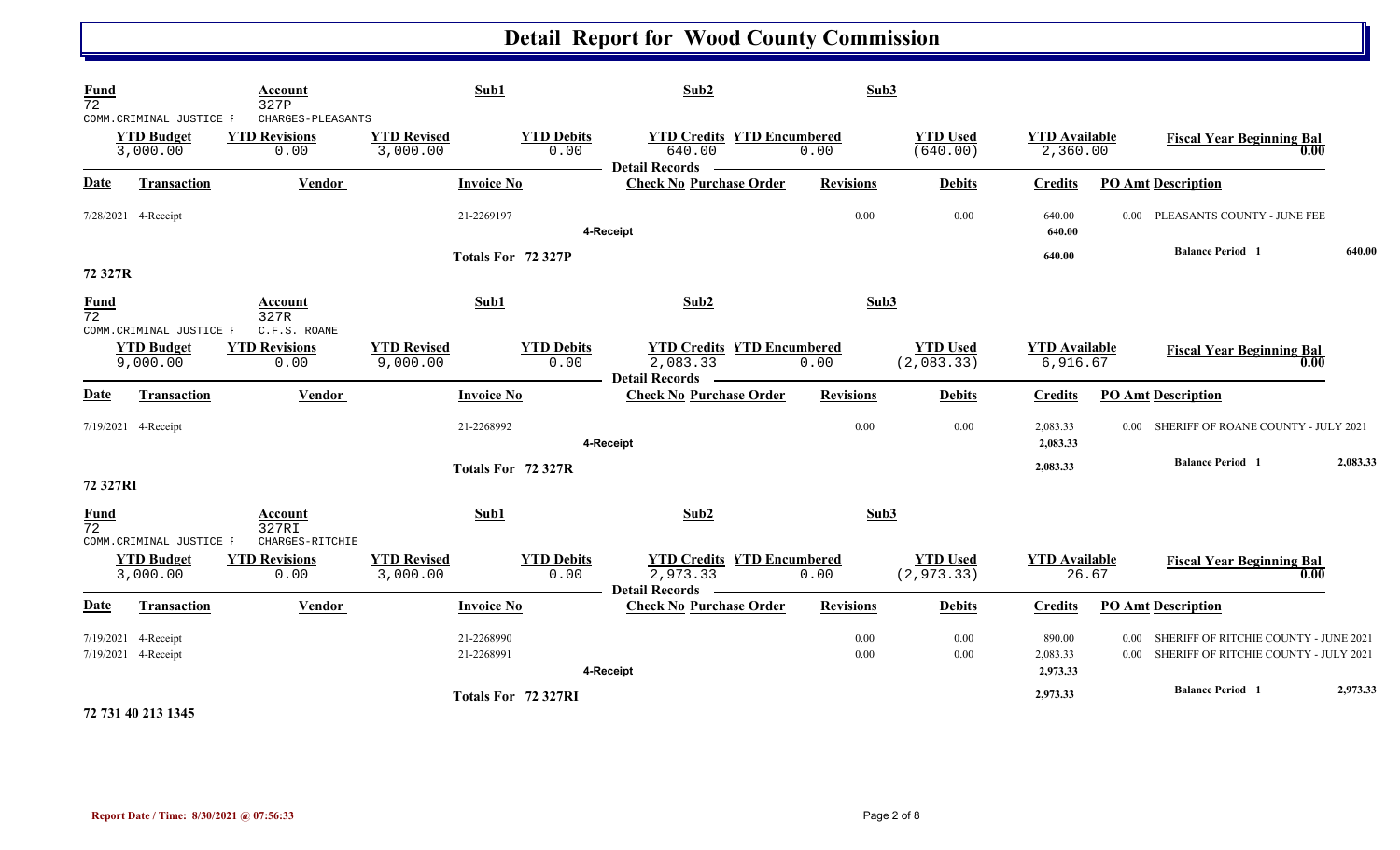# Detail Report for Wood County Commission

| Fund | Account | Sub1 | Sub2 | Sub3 |
|---|---|---|---|---|
| 72 | 327P | | | |
| COMM.CRIMINAL JUSTICE F | CHARGES-PLEASANTS | | | |

| YTD Budget | YTD Revisions | YTD Revised | YTD Debits | YTD Credits | YTD Encumbered | YTD Used | YTD Available | Fiscal Year Beginning Bal |
|---|---|---|---|---|---|---|---|---|
| 3,000.00 | 0.00 | 3,000.00 | 0.00 | 640.00 | 0.00 | (640.00) | 2,360.00 | 0.00 |

Detail Records

| Date | Transaction | Vendor | Invoice No | Check No | Purchase Order | Revisions | Debits | Credits | PO Amt | Description |
|---|---|---|---|---|---|---|---|---|---|---|
| 7/28/2021 | 4-Receipt | | 21-2269197 | | | 0.00 | 0.00 | 640.00 | 0.00 | PLEASANTS COUNTY - JUNE FEE |
| | | | | 4-Receipt | | | | 640.00 | | |
| | | | Totals For 72 327P | | | | | 640.00 | | Balance Period 1 640.00 |

72 327R

| Fund | Account | Sub1 | Sub2 | Sub3 |
|---|---|---|---|---|
| 72 | 327R | | | |
| COMM.CRIMINAL JUSTICE F | C.F.S. ROANE | | | |

| YTD Budget | YTD Revisions | YTD Revised | YTD Debits | YTD Credits | YTD Encumbered | YTD Used | YTD Available | Fiscal Year Beginning Bal |
|---|---|---|---|---|---|---|---|---|
| 9,000.00 | 0.00 | 9,000.00 | 0.00 | 2,083.33 | 0.00 | (2,083.33) | 6,916.67 | 0.00 |

Detail Records

| Date | Transaction | Vendor | Invoice No | Check No | Purchase Order | Revisions | Debits | Credits | PO Amt | Description |
|---|---|---|---|---|---|---|---|---|---|---|
| 7/19/2021 | 4-Receipt | | 21-2268992 | | | 0.00 | 0.00 | 2,083.33 | 0.00 | SHERIFF OF ROANE COUNTY - JULY 2021 |
| | | | | 4-Receipt | | | | 2,083.33 | | |
| | | | Totals For 72 327R | | | | | 2,083.33 | | Balance Period 1 2,083.33 |

72 327RI

| Fund | Account | Sub1 | Sub2 | Sub3 |
|---|---|---|---|---|
| 72 | 327RI | | | |
| COMM.CRIMINAL JUSTICE F | CHARGES-RITCHIE | | | |

| YTD Budget | YTD Revisions | YTD Revised | YTD Debits | YTD Credits | YTD Encumbered | YTD Used | YTD Available | Fiscal Year Beginning Bal |
|---|---|---|---|---|---|---|---|---|
| 3,000.00 | 0.00 | 3,000.00 | 0.00 | 2,973.33 | 0.00 | (2,973.33) | 26.67 | 0.00 |

Detail Records

| Date | Transaction | Vendor | Invoice No | Check No | Purchase Order | Revisions | Debits | Credits | PO Amt | Description |
|---|---|---|---|---|---|---|---|---|---|---|
| 7/19/2021 | 4-Receipt | | 21-2268990 | | | 0.00 | 0.00 | 890.00 | 0.00 | SHERIFF OF RITCHIE COUNTY - JUNE 2021 |
| 7/19/2021 | 4-Receipt | | 21-2268991 | | | 0.00 | 0.00 | 2,083.33 | 0.00 | SHERIFF OF RITCHIE COUNTY - JULY 2021 |
| | | | | 4-Receipt | | | | 2,973.33 | | |
| | | | Totals For 72 327RI | | | | | 2,973.33 | | Balance Period 1 2,973.33 |

72 731 40 213 1345

Report Date / Time: 8/30/2021 @ 07:56:33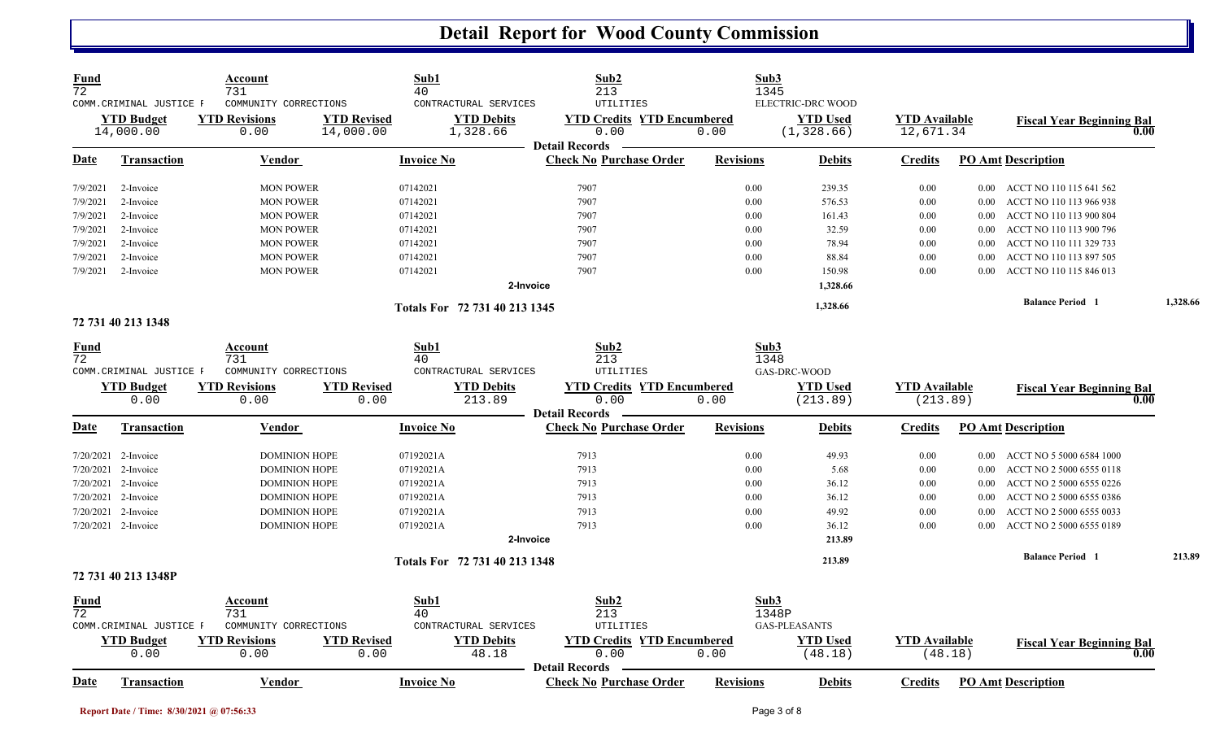# Detail Report for Wood County Commission

| Fund | Account | | Sub1 | Sub2 | | Sub3 | | |
|---|---|---|---|---|---|---|---|---|
| 72 | 731 | | 40 | 213 | | 1345 | | |
| COMM.CRIMINAL JUSTICE F | COMMUNITY CORRECTIONS | | CONTRACTURAL SERVICES | UTILITIES | | ELECTRIC-DRC WOOD | | |
| **YTD Budget** | **YTD Revisions** | **YTD Revised** | **YTD Debits** | **YTD Credits** | **YTD Encumbered** | **YTD Used** | **YTD Available** | **Fiscal Year Beginning Bal** |
| 14,000.00 | 0.00 | 14,000.00 | 1,328.66 | 0.00 | 0.00 | (1,328.66) | 12,671.34 | 0.00 |

Detail Records

| Date | Transaction | Vendor | Invoice No | Check No | Purchase Order | Revisions | Debits | Credits | PO Amt | Description |
|---|---|---|---|---|---|---|---|---|---|---|
| 7/9/2021 | 2-Invoice | MON POWER | 07142021 | 7907 | | 0.00 | 239.35 | 0.00 | 0.00 | ACCT NO 110 115 641 562 |
| 7/9/2021 | 2-Invoice | MON POWER | 07142021 | 7907 | | 0.00 | 576.53 | 0.00 | 0.00 | ACCT NO 110 113 966 938 |
| 7/9/2021 | 2-Invoice | MON POWER | 07142021 | 7907 | | 0.00 | 161.43 | 0.00 | 0.00 | ACCT NO 110 113 900 804 |
| 7/9/2021 | 2-Invoice | MON POWER | 07142021 | 7907 | | 0.00 | 32.59 | 0.00 | 0.00 | ACCT NO 110 113 900 796 |
| 7/9/2021 | 2-Invoice | MON POWER | 07142021 | 7907 | | 0.00 | 78.94 | 0.00 | 0.00 | ACCT NO 110 111 329 733 |
| 7/9/2021 | 2-Invoice | MON POWER | 07142021 | 7907 | | 0.00 | 88.84 | 0.00 | 0.00 | ACCT NO 110 113 897 505 |
| 7/9/2021 | 2-Invoice | MON POWER | 07142021 | 7907 | | 0.00 | 150.98 | 0.00 | 0.00 | ACCT NO 110 115 846 013 |
| | | | 2-Invoice | | | | 1,328.66 | | | |
| | | | **Totals For 72 731 40 213 1345** | | | | 1,328.66 | | | Balance Period 1 — 1,328.66 |

**72 731 40 213 1348**

| Fund | Account | | Sub1 | Sub2 | | Sub3 | | |
|---|---|---|---|---|---|---|---|---|
| 72 | 731 | | 40 | 213 | | 1348 | | |
| COMM.CRIMINAL JUSTICE F | COMMUNITY CORRECTIONS | | CONTRACTURAL SERVICES | UTILITIES | | GAS-DRC-WOOD | | |
| **YTD Budget** | **YTD Revisions** | **YTD Revised** | **YTD Debits** | **YTD Credits** | **YTD Encumbered** | **YTD Used** | **YTD Available** | **Fiscal Year Beginning Bal** |
| 0.00 | 0.00 | 0.00 | 213.89 | 0.00 | 0.00 | (213.89) | (213.89) | 0.00 |

Detail Records

| Date | Transaction | Vendor | Invoice No | Check No | Purchase Order | Revisions | Debits | Credits | PO Amt | Description |
|---|---|---|---|---|---|---|---|---|---|---|
| 7/20/2021 | 2-Invoice | DOMINION HOPE | 07192021A | 7913 | | 0.00 | 49.93 | 0.00 | 0.00 | ACCT NO 5 5000 6584 1000 |
| 7/20/2021 | 2-Invoice | DOMINION HOPE | 07192021A | 7913 | | 0.00 | 5.68 | 0.00 | 0.00 | ACCT NO 2 5000 6555 0118 |
| 7/20/2021 | 2-Invoice | DOMINION HOPE | 07192021A | 7913 | | 0.00 | 36.12 | 0.00 | 0.00 | ACCT NO 2 5000 6555 0226 |
| 7/20/2021 | 2-Invoice | DOMINION HOPE | 07192021A | 7913 | | 0.00 | 36.12 | 0.00 | 0.00 | ACCT NO 2 5000 6555 0386 |
| 7/20/2021 | 2-Invoice | DOMINION HOPE | 07192021A | 7913 | | 0.00 | 49.92 | 0.00 | 0.00 | ACCT NO 2 5000 6555 0033 |
| 7/20/2021 | 2-Invoice | DOMINION HOPE | 07192021A | 7913 | | 0.00 | 36.12 | 0.00 | 0.00 | ACCT NO 2 5000 6555 0189 |
| | | | 2-Invoice | | | | 213.89 | | | |
| | | | **Totals For 72 731 40 213 1348** | | | | 213.89 | | | Balance Period 1 — 213.89 |

**72 731 40 213 1348P**

| Fund | Account | | Sub1 | Sub2 | | Sub3 | | |
|---|---|---|---|---|---|---|---|---|
| 72 | 731 | | 40 | 213 | | 1348P | | |
| COMM.CRIMINAL JUSTICE F | COMMUNITY CORRECTIONS | | CONTRACTURAL SERVICES | UTILITIES | | GAS-PLEASANTS | | |
| **YTD Budget** | **YTD Revisions** | **YTD Revised** | **YTD Debits** | **YTD Credits** | **YTD Encumbered** | **YTD Used** | **YTD Available** | **Fiscal Year Beginning Bal** |
| 0.00 | 0.00 | 0.00 | 48.18 | 0.00 | 0.00 | (48.18) | (48.18) | 0.00 |

Detail Records

| Date | Transaction | Vendor | Invoice No | Check No | Purchase Order | Revisions | Debits | Credits | PO Amt | Description |
|---|---|---|---|---|---|---|---|---|---|---|

Report Date / Time: 8/30/2021 @ 07:56:33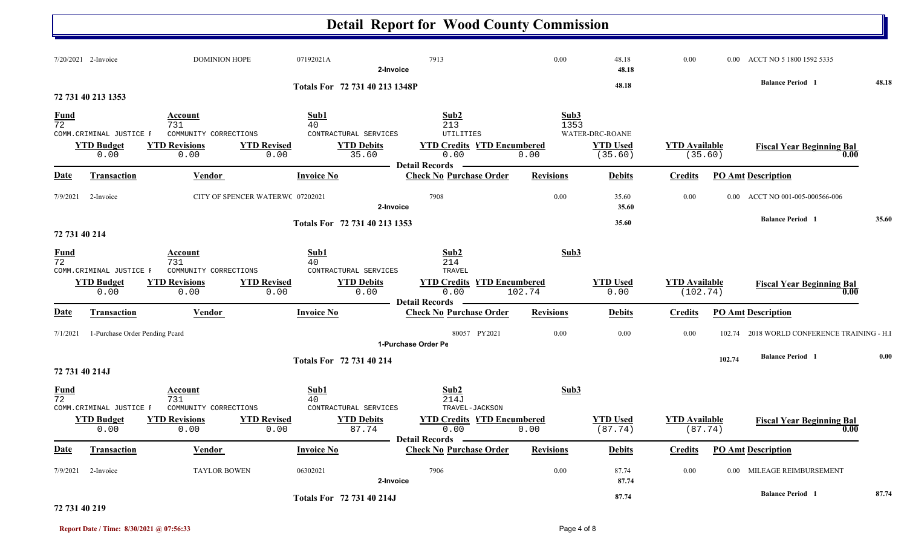# Detail Report for Wood County Commission

| Date | Transaction | Vendor | Invoice No | Check No | Purchase Order | Revisions | Debits | Credits | PO Amt | Description |
|---|---|---|---|---|---|---|---|---|---|---|
| 7/20/2021 | 2-Invoice | DOMINION HOPE | 07192021A | 7913 | | 0.00 | 48.18 | 0.00 | 0.00 | ACCT NO 5 1800 1592 5335 |
| | | | | 2-Invoice | | | 48.18 | | | |

**Totals For 72 731 40 213 1348P** — 48.18 — **Balance Period 1** 48.18

## 72 731 40 213 1353

| Fund | Account | Sub1 | Sub2 | Sub3 |
|---|---|---|---|---|
| 72 | 731 | 40 | 213 | 1353 |
| COMM.CRIMINAL JUSTICE F | COMMUNITY CORRECTIONS | CONTRACTUAL SERVICES | UTILITIES | WATER-DRC-ROANE |

| YTD Budget | YTD Revisions | YTD Revised | YTD Debits | YTD Credits | YTD Encumbered | YTD Used | YTD Available | Fiscal Year Beginning Bal |
|---|---|---|---|---|---|---|---|---|
| 0.00 | 0.00 | 0.00 | 35.60 | 0.00 | 0.00 | (35.60) | (35.60) | 0.00 |

**Detail Records**

| Date | Transaction | Vendor | Invoice No | Check No | Purchase Order | Revisions | Debits | Credits | PO Amt | Description |
|---|---|---|---|---|---|---|---|---|---|---|
| 7/9/2021 | 2-Invoice | CITY OF SPENCER WATERWC | 07202021 | 7908 | | 0.00 | 35.60 | 0.00 | 0.00 | ACCT NO 001-005-000566-006 |
| | | | | 2-Invoice | | | 35.60 | | | |

**Totals For 72 731 40 213 1353** — 35.60 — **Balance Period 1** 35.60

## 72 731 40 214

| Fund | Account | Sub1 | Sub2 | Sub3 |
|---|---|---|---|---|
| 72 | 731 | 40 | 214 | |
| COMM.CRIMINAL JUSTICE F | COMMUNITY CORRECTIONS | CONTRACTUAL SERVICES | TRAVEL | |

| YTD Budget | YTD Revisions | YTD Revised | YTD Debits | YTD Credits | YTD Encumbered | YTD Used | YTD Available | Fiscal Year Beginning Bal |
|---|---|---|---|---|---|---|---|---|
| 0.00 | 0.00 | 0.00 | 0.00 | 0.00 | 102.74 | 0.00 | (102.74) | 0.00 |

**Detail Records**

| Date | Transaction | Vendor | Invoice No | Check No | Purchase Order | Revisions | Debits | Credits | PO Amt | Description |
|---|---|---|---|---|---|---|---|---|---|---|
| 7/1/2021 | 1-Purchase Order Pending Pcard | | | 80057 | PY2021 | 0.00 | 0.00 | 0.00 | 102.74 | 2018 WORLD CONFERENCE TRAINING - H.I |
| | | | | 1-Purchase Order Pe | | | | | | |

**Totals For 72 731 40 214** — 102.74 — **Balance Period 1** 0.00

## 72 731 40 214J

| Fund | Account | Sub1 | Sub2 | Sub3 |
|---|---|---|---|---|
| 72 | 731 | 40 | 214J | |
| COMM.CRIMINAL JUSTICE F | COMMUNITY CORRECTIONS | CONTRACTUAL SERVICES | TRAVEL-JACKSON | |

| YTD Budget | YTD Revisions | YTD Revised | YTD Debits | YTD Credits | YTD Encumbered | YTD Used | YTD Available | Fiscal Year Beginning Bal |
|---|---|---|---|---|---|---|---|---|
| 0.00 | 0.00 | 0.00 | 87.74 | 0.00 | 0.00 | (87.74) | (87.74) | 0.00 |

**Detail Records**

| Date | Transaction | Vendor | Invoice No | Check No | Purchase Order | Revisions | Debits | Credits | PO Amt | Description |
|---|---|---|---|---|---|---|---|---|---|---|
| 7/9/2021 | 2-Invoice | TAYLOR BOWEN | 06302021 | 7906 | | 0.00 | 87.74 | 0.00 | 0.00 | MILEAGE REIMBURSEMENT |
| | | | | 2-Invoice | | | 87.74 | | | |

**Totals For 72 731 40 214J** — 87.74 — **Balance Period 1** 87.74

## 72 731 40 219

Report Date / Time: 8/30/2021 @ 07:56:33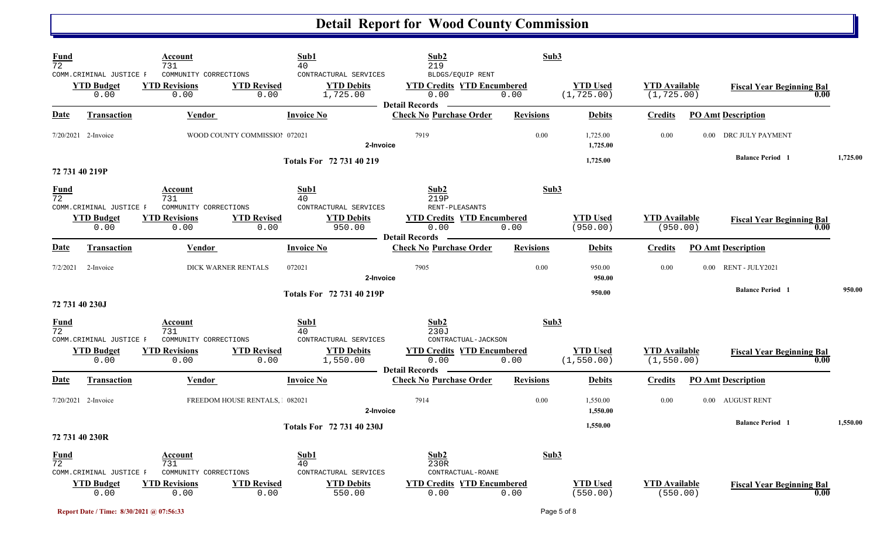# Detail Report for Wood County Commission

| Fund | Account | Sub1 | Sub2 | Sub3 |
|---|---|---|---|---|
| 72 | 731 | 40 | 219 | |
| COMM.CRIMINAL JUSTICE F | COMMUNITY CORRECTIONS | CONTRACTUAL SERVICES | BLDGS/EQUIP RENT | |

| YTD Budget | YTD Revisions | YTD Revised | YTD Debits | YTD Credits | YTD Encumbered | YTD Used | YTD Available | Fiscal Year Beginning Bal |
|---|---|---|---|---|---|---|---|---|
| 0.00 | 0.00 | 0.00 | 1,725.00 | 0.00 | 0.00 | (1,725.00) | (1,725.00) | 0.00 |

**Detail Records**

| Date | Transaction | Vendor | Invoice No | Check No | Purchase Order | Revisions | Debits | Credits | PO Amt | Description |
|---|---|---|---|---|---|---|---|---|---|---|
| 7/20/2021 | 2-Invoice | WOOD COUNTY COMMISSIO! | 072021 | 7919 | | 0.00 | 1,725.00 | 0.00 | 0.00 | DRC JULY PAYMENT |
| | | | 2-Invoice | | | | 1,725.00 | | | |
| | | | Totals For 72 731 40 219 | | | | 1,725.00 | | | Balance Period 1 1,725.00 |

## 72 731 40 219P

| Fund | Account | Sub1 | Sub2 | Sub3 |
|---|---|---|---|---|
| 72 | 731 | 40 | 219P | |
| COMM.CRIMINAL JUSTICE F | COMMUNITY CORRECTIONS | CONTRACTUAL SERVICES | RENT-PLEASANTS | |

| YTD Budget | YTD Revisions | YTD Revised | YTD Debits | YTD Credits | YTD Encumbered | YTD Used | YTD Available | Fiscal Year Beginning Bal |
|---|---|---|---|---|---|---|---|---|
| 0.00 | 0.00 | 0.00 | 950.00 | 0.00 | 0.00 | (950.00) | (950.00) | 0.00 |

**Detail Records**

| Date | Transaction | Vendor | Invoice No | Check No | Purchase Order | Revisions | Debits | Credits | PO Amt | Description |
|---|---|---|---|---|---|---|---|---|---|---|
| 7/2/2021 | 2-Invoice | DICK WARNER RENTALS | 072021 | 7905 | | 0.00 | 950.00 | 0.00 | 0.00 | RENT - JULY2021 |
| | | | 2-Invoice | | | | 950.00 | | | |
| | | | Totals For 72 731 40 219P | | | | 950.00 | | | Balance Period 1 950.00 |

## 72 731 40 230J

| Fund | Account | Sub1 | Sub2 | Sub3 |
|---|---|---|---|---|
| 72 | 731 | 40 | 230J | |
| COMM.CRIMINAL JUSTICE F | COMMUNITY CORRECTIONS | CONTRACTUAL SERVICES | CONTRACTUAL-JACKSON | |

| YTD Budget | YTD Revisions | YTD Revised | YTD Debits | YTD Credits | YTD Encumbered | YTD Used | YTD Available | Fiscal Year Beginning Bal |
|---|---|---|---|---|---|---|---|---|
| 0.00 | 0.00 | 0.00 | 1,550.00 | 0.00 | 0.00 | (1,550.00) | (1,550.00) | 0.00 |

**Detail Records**

| Date | Transaction | Vendor | Invoice No | Check No | Purchase Order | Revisions | Debits | Credits | PO Amt | Description |
|---|---|---|---|---|---|---|---|---|---|---|
| 7/20/2021 | 2-Invoice | FREEDOM HOUSE RENTALS, | 082021 | 7914 | | 0.00 | 1,550.00 | 0.00 | 0.00 | AUGUST RENT |
| | | | 2-Invoice | | | | 1,550.00 | | | |
| | | | Totals For 72 731 40 230J | | | | 1,550.00 | | | Balance Period 1 1,550.00 |

## 72 731 40 230R

| Fund | Account | Sub1 | Sub2 | Sub3 |
|---|---|---|---|---|
| 72 | 731 | 40 | 230R | |
| COMM.CRIMINAL JUSTICE F | COMMUNITY CORRECTIONS | CONTRACTUAL SERVICES | CONTRACTUAL-ROANE | |

| YTD Budget | YTD Revisions | YTD Revised | YTD Debits | YTD Credits | YTD Encumbered | YTD Used | YTD Available | Fiscal Year Beginning Bal |
|---|---|---|---|---|---|---|---|---|
| 0.00 | 0.00 | 0.00 | 550.00 | 0.00 | 0.00 | (550.00) | (550.00) | 0.00 |

Report Date / Time: 8/30/2021 @ 07:56:33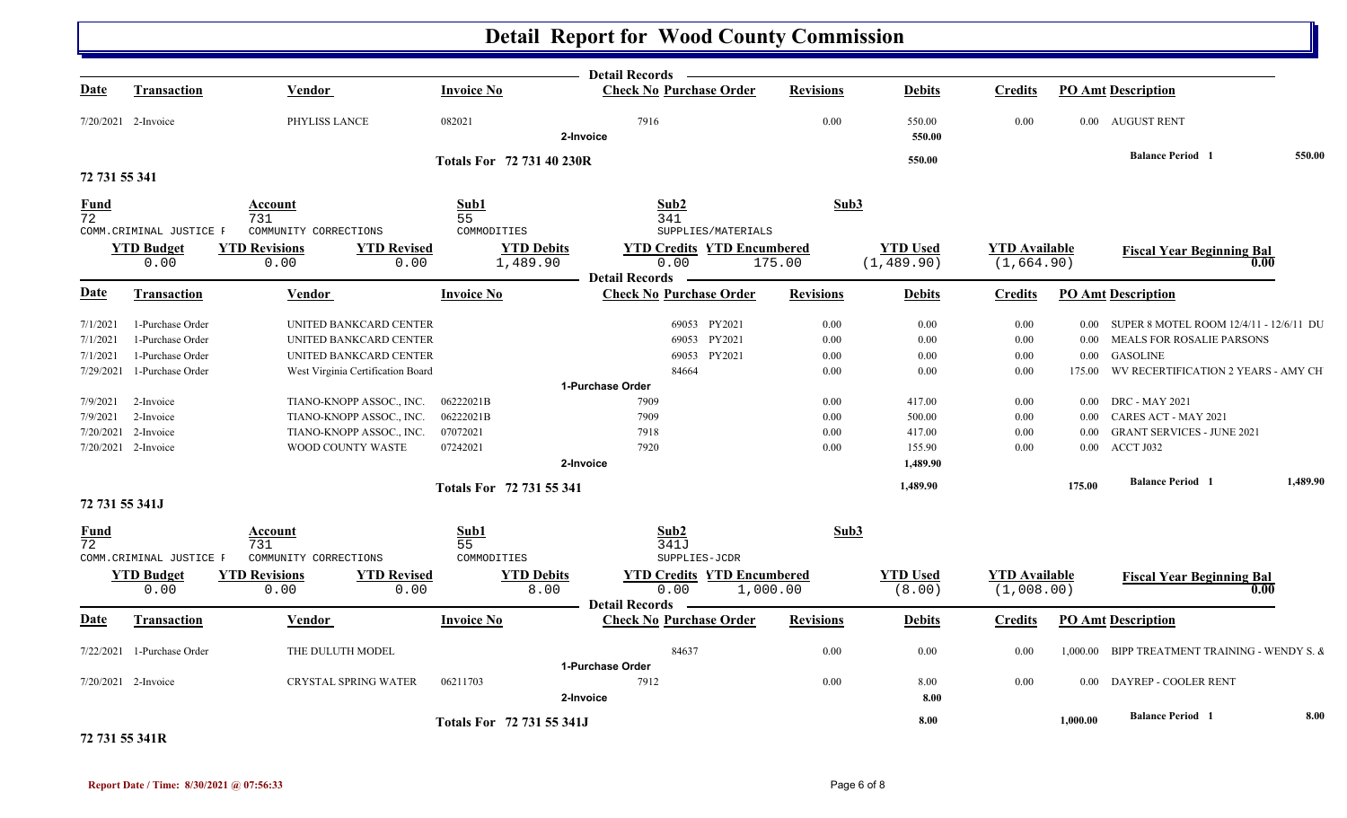# Detail Report for Wood County Commission

| Date | Transaction | Vendor | Invoice No | Check No | Purchase Order | Revisions | Debits | Credits | PO Amt | Description |
|---|---|---|---|---|---|---|---|---|---|---|
| 7/20/2021 | 2-Invoice | PHYLISS LANCE | 082021 | 7916 | | 0.00 | 550.00 | 0.00 | 0.00 | AUGUST RENT |
| | | | | 2-Invoice | | | 550.00 | | | |
| | | | Totals For 72 731 40 230R | | | | 550.00 | | | Balance Period 1 550.00 |

## 72 731 55 341

| Fund | Account | Sub1 | Sub2 | Sub3 |
|---|---|---|---|---|
| 72 | 731 | 55 | 341 | |
| COMM.CRIMINAL JUSTICE F | COMMUNITY CORRECTIONS | COMMODITIES | SUPPLIES/MATERIALS | |

| YTD Budget | YTD Revisions | YTD Revised | YTD Debits | YTD Credits | YTD Encumbered | YTD Used | YTD Available | Fiscal Year Beginning Bal |
|---|---|---|---|---|---|---|---|---|
| 0.00 | 0.00 | 0.00 | 1,489.90 | 0.00 | 175.00 | (1,489.90) | (1,664.90) | 0.00 |

| Date | Transaction | Vendor | Invoice No | Check No | Purchase Order | Revisions | Debits | Credits | PO Amt | Description |
|---|---|---|---|---|---|---|---|---|---|---|
| 7/1/2021 | 1-Purchase Order | UNITED BANKCARD CENTER | | 69053 | PY2021 | 0.00 | 0.00 | 0.00 | 0.00 | SUPER 8 MOTEL ROOM 12/4/11 - 12/6/11 DU |
| 7/1/2021 | 1-Purchase Order | UNITED BANKCARD CENTER | | 69053 | PY2021 | 0.00 | 0.00 | 0.00 | 0.00 | MEALS FOR ROSALIE PARSONS |
| 7/1/2021 | 1-Purchase Order | UNITED BANKCARD CENTER | | 69053 | PY2021 | 0.00 | 0.00 | 0.00 | 0.00 | GASOLINE |
| 7/29/2021 | 1-Purchase Order | West Virginia Certification Board | | 84664 | | 0.00 | 0.00 | 0.00 | 175.00 | WV RECERTIFICATION 2 YEARS - AMY CH |
| | | | | 1-Purchase Order | | | | | | |
| 7/9/2021 | 2-Invoice | TIANO-KNOPP ASSOC., INC. | 06222021B | 7909 | | 0.00 | 417.00 | 0.00 | 0.00 | DRC - MAY 2021 |
| 7/9/2021 | 2-Invoice | TIANO-KNOPP ASSOC., INC. | 06222021B | 7909 | | 0.00 | 500.00 | 0.00 | 0.00 | CARES ACT - MAY 2021 |
| 7/20/2021 | 2-Invoice | TIANO-KNOPP ASSOC., INC. | 07072021 | 7918 | | 0.00 | 417.00 | 0.00 | 0.00 | GRANT SERVICES - JUNE 2021 |
| 7/20/2021 | 2-Invoice | WOOD COUNTY WASTE | 07242021 | 7920 | | 0.00 | 155.90 | 0.00 | 0.00 | ACCT J032 |
| | | | | 2-Invoice | | | 1,489.90 | | | |
| | | | Totals For 72 731 55 341 | | | | 1,489.90 | | 175.00 | Balance Period 1 1,489.90 |

## 72 731 55 341J

| Fund | Account | Sub1 | Sub2 | Sub3 |
|---|---|---|---|---|
| 72 | 731 | 55 | 341J | |
| COMM.CRIMINAL JUSTICE F | COMMUNITY CORRECTIONS | COMMODITIES | SUPPLIES-JCDR | |

| YTD Budget | YTD Revisions | YTD Revised | YTD Debits | YTD Credits | YTD Encumbered | YTD Used | YTD Available | Fiscal Year Beginning Bal |
|---|---|---|---|---|---|---|---|---|
| 0.00 | 0.00 | 0.00 | 8.00 | 0.00 | 1,000.00 | (8.00) | (1,008.00) | 0.00 |

| Date | Transaction | Vendor | Invoice No | Check No | Purchase Order | Revisions | Debits | Credits | PO Amt | Description |
|---|---|---|---|---|---|---|---|---|---|---|
| 7/22/2021 | 1-Purchase Order | THE DULUTH MODEL | | 84637 | | 0.00 | 0.00 | 0.00 | 1,000.00 | BIPP TREATMENT TRAINING - WENDY S. & |
| | | | | 1-Purchase Order | | | | | | |
| 7/20/2021 | 2-Invoice | CRYSTAL SPRING WATER | 06211703 | 7912 | | 0.00 | 8.00 | 0.00 | 0.00 | DAYREP - COOLER RENT |
| | | | | 2-Invoice | | | 8.00 | | | |
| | | | Totals For 72 731 55 341J | | | | 8.00 | | 1,000.00 | Balance Period 1 8.00 |

## 72 731 55 341R

Report Date / Time: 8/30/2021 @ 07:56:33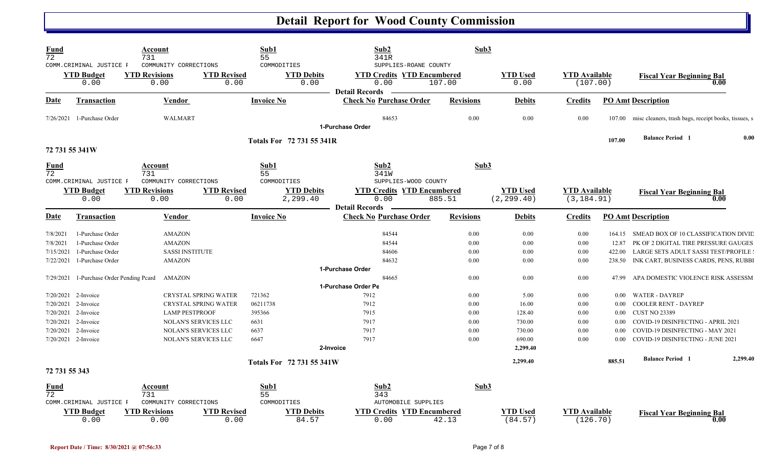# Detail Report for Wood County Commission

| Fund | Account | Sub1 | Sub2 | Sub3 |
|---|---|---|---|---|
| 72 | 731 | 55 | 341R | |
| COMM.CRIMINAL JUSTICE F | COMMUNITY CORRECTIONS | COMMODITIES | SUPPLIES-ROANE COUNTY | |

| YTD Budget | YTD Revisions | YTD Revised | YTD Debits | YTD Credits | YTD Encumbered | YTD Used | YTD Available | Fiscal Year Beginning Bal |
|---|---|---|---|---|---|---|---|---|
| 0.00 | 0.00 | 0.00 | 0.00 | 0.00 | 107.00 | 0.00 | (107.00) | 0.00 |

**Detail Records**

| Date | Transaction | Vendor | Invoice No | Check No Purchase Order | Revisions | Debits | Credits | PO Amt | Description |
|---|---|---|---|---|---|---|---|---|---|
| 7/26/2021 | 1-Purchase Order | WALMART | | 84653 | 0.00 | 0.00 | 0.00 | 107.00 | misc cleaners, trash bags, receipt books, tissues, s |
| | | | | 1-Purchase Order | | | | | |
| | | | Totals For 72 731 55 341R | | | | | 107.00 | Balance Period 1 0.00 |

## 72 731 55 341W

| Fund | Account | Sub1 | Sub2 | Sub3 |
|---|---|---|---|---|
| 72 | 731 | 55 | 341W | |
| COMM.CRIMINAL JUSTICE F | COMMUNITY CORRECTIONS | COMMODITIES | SUPPLIES-WOOD COUNTY | |

| YTD Budget | YTD Revisions | YTD Revised | YTD Debits | YTD Credits | YTD Encumbered | YTD Used | YTD Available | Fiscal Year Beginning Bal |
|---|---|---|---|---|---|---|---|---|
| 0.00 | 0.00 | 0.00 | 2,299.40 | 0.00 | 885.51 | (2,299.40) | (3,184.91) | 0.00 |

**Detail Records**

| Date | Transaction | Vendor | Invoice No | Check No Purchase Order | Revisions | Debits | Credits | PO Amt | Description |
|---|---|---|---|---|---|---|---|---|---|
| 7/8/2021 | 1-Purchase Order | AMAZON | | 84544 | 0.00 | 0.00 | 0.00 | 164.15 | SMEAD BOX OF 10 CLASSIFICATION DIVID |
| 7/8/2021 | 1-Purchase Order | AMAZON | | 84544 | 0.00 | 0.00 | 0.00 | 12.87 | PK OF 2 DIGITAL TIRE PRESSURE GAUGES |
| 7/15/2021 | 1-Purchase Order | SASSI INSTITUTE | | 84606 | 0.00 | 0.00 | 0.00 | 422.00 | LARGE SETS ADULT SASSI TEST/PROFILE |
| 7/22/2021 | 1-Purchase Order | AMAZON | | 84632 | 0.00 | 0.00 | 0.00 | 238.50 | INK CART, BUSINESS CARDS, PENS, RUBBI |
| | | | | 1-Purchase Order | | | | | |
| 7/29/2021 | 1-Purchase Order Pending Pcard | AMAZON | | 84665 | 0.00 | 0.00 | 0.00 | 47.99 | APA DOMESTIC VIOLENCE RISK ASSESSM |
| | | | | 1-Purchase Order Pe | | | | | |
| 7/20/2021 | 2-Invoice | CRYSTAL SPRING WATER | 721362 | 7912 | 0.00 | 5.00 | 0.00 | 0.00 | WATER - DAYREP |
| 7/20/2021 | 2-Invoice | CRYSTAL SPRING WATER | 06211738 | 7912 | 0.00 | 16.00 | 0.00 | 0.00 | COOLER RENT - DAYREP |
| 7/20/2021 | 2-Invoice | LAMP PESTPROOF | 395366 | 7915 | 0.00 | 128.40 | 0.00 | 0.00 | CUST NO 23389 |
| 7/20/2021 | 2-Invoice | NOLAN'S SERVICES LLC | 6631 | 7917 | 0.00 | 730.00 | 0.00 | 0.00 | COVID-19 DISINFECTING - APRIL 2021 |
| 7/20/2021 | 2-Invoice | NOLAN'S SERVICES LLC | 6637 | 7917 | 0.00 | 730.00 | 0.00 | 0.00 | COVID-19 DISINFECTING - MAY 2021 |
| 7/20/2021 | 2-Invoice | NOLAN'S SERVICES LLC | 6647 | 7917 | 0.00 | 690.00 | 0.00 | 0.00 | COVID-19 DISINFECTING - JUNE 2021 |
| | | | | 2-Invoice | | 2,299.40 | | | |
| | | | Totals For 72 731 55 341W | | | 2,299.40 | | 885.51 | Balance Period 1 2,299.40 |

## 72 731 55 343

| Fund | Account | Sub1 | Sub2 | Sub3 |
|---|---|---|---|---|
| 72 | 731 | 55 | 343 | |
| COMM.CRIMINAL JUSTICE F | COMMUNITY CORRECTIONS | COMMODITIES | AUTOMOBILE SUPPLIES | |

| YTD Budget | YTD Revisions | YTD Revised | YTD Debits | YTD Credits | YTD Encumbered | YTD Used | YTD Available | Fiscal Year Beginning Bal |
|---|---|---|---|---|---|---|---|---|
| 0.00 | 0.00 | 0.00 | 84.57 | 0.00 | 42.13 | (84.57) | (126.70) | 0.00 |

Report Date / Time: 8/30/2021 @ 07:56:33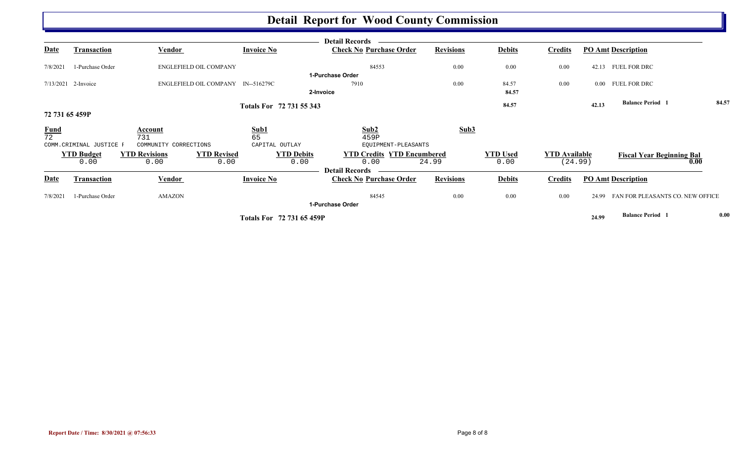# Detail Report for Wood County Commission

**Detail Records**

| Date | Transaction | Vendor | Invoice No | Check No | Purchase Order | Revisions | Debits | Credits | PO Amt | Description |
|---|---|---|---|---|---|---|---|---|---|---|
| 7/8/2021 | 1-Purchase Order | ENGLEFIELD OIL COMPANY | | | 84553 | 0.00 | 0.00 | 0.00 | 42.13 | FUEL FOR DRC |
| | | | | **1-Purchase Order** | | | | | | |
| 7/13/2021 | 2-Invoice | ENGLEFIELD OIL COMPANY | IN--516279C | 7910 | | 0.00 | 84.57 | 0.00 | 0.00 | FUEL FOR DRC |
| | | | | **2-Invoice** | | | **84.57** | | | |
| | | | **Totals For 72 731 55 343** | | | | **84.57** | | **42.13** | **Balance Period 1** **84.57** |

**72 731 65 459P**

| Fund | Account | Sub1 | Sub2 | Sub3 |
|---|---|---|---|---|
| 72 | 731 | 65 | 459P | |
| COMM.CRIMINAL JUSTICE F | COMMUNITY CORRECTIONS | CAPITAL OUTLAY | EQUIPMENT-PLEASANTS | |

| YTD Budget | YTD Revisions | YTD Revised | YTD Debits | YTD Credits | YTD Encumbered | YTD Used | YTD Available | Fiscal Year Beginning Bal |
|---|---|---|---|---|---|---|---|---|
| 0.00 | 0.00 | 0.00 | 0.00 | 0.00 | 24.99 | 0.00 | (24.99) | 0.00 |

**Detail Records**

| Date | Transaction | Vendor | Invoice No | Check No | Purchase Order | Revisions | Debits | Credits | PO Amt | Description |
|---|---|---|---|---|---|---|---|---|---|---|
| 7/8/2021 | 1-Purchase Order | AMAZON | | | 84545 | 0.00 | 0.00 | 0.00 | 24.99 | FAN FOR PLEASANTS CO. NEW OFFICE |
| | | | | **1-Purchase Order** | | | | | | |
| | | | **Totals For 72 731 65 459P** | | | | | | **24.99** | **Balance Period 1** **0.00** |

**Report Date / Time: 8/30/2021 @ 07:56:33**